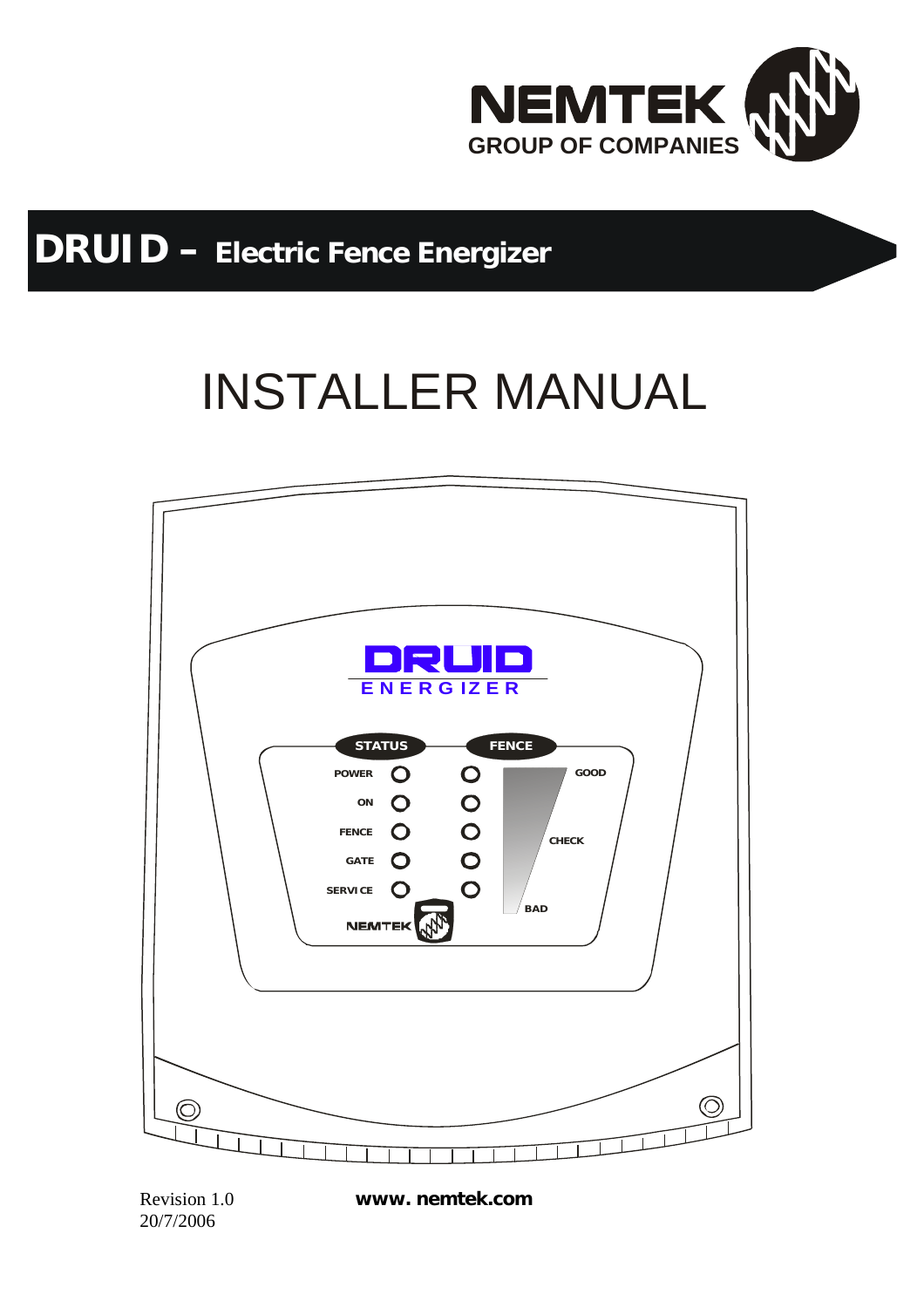NEMTEK
GROUP OF COMPANIES

# DRUID – Electric Fence Energizer

# INSTALLER MANUAL

Revision 1.0
20/7/2006

**www. nemtek.com**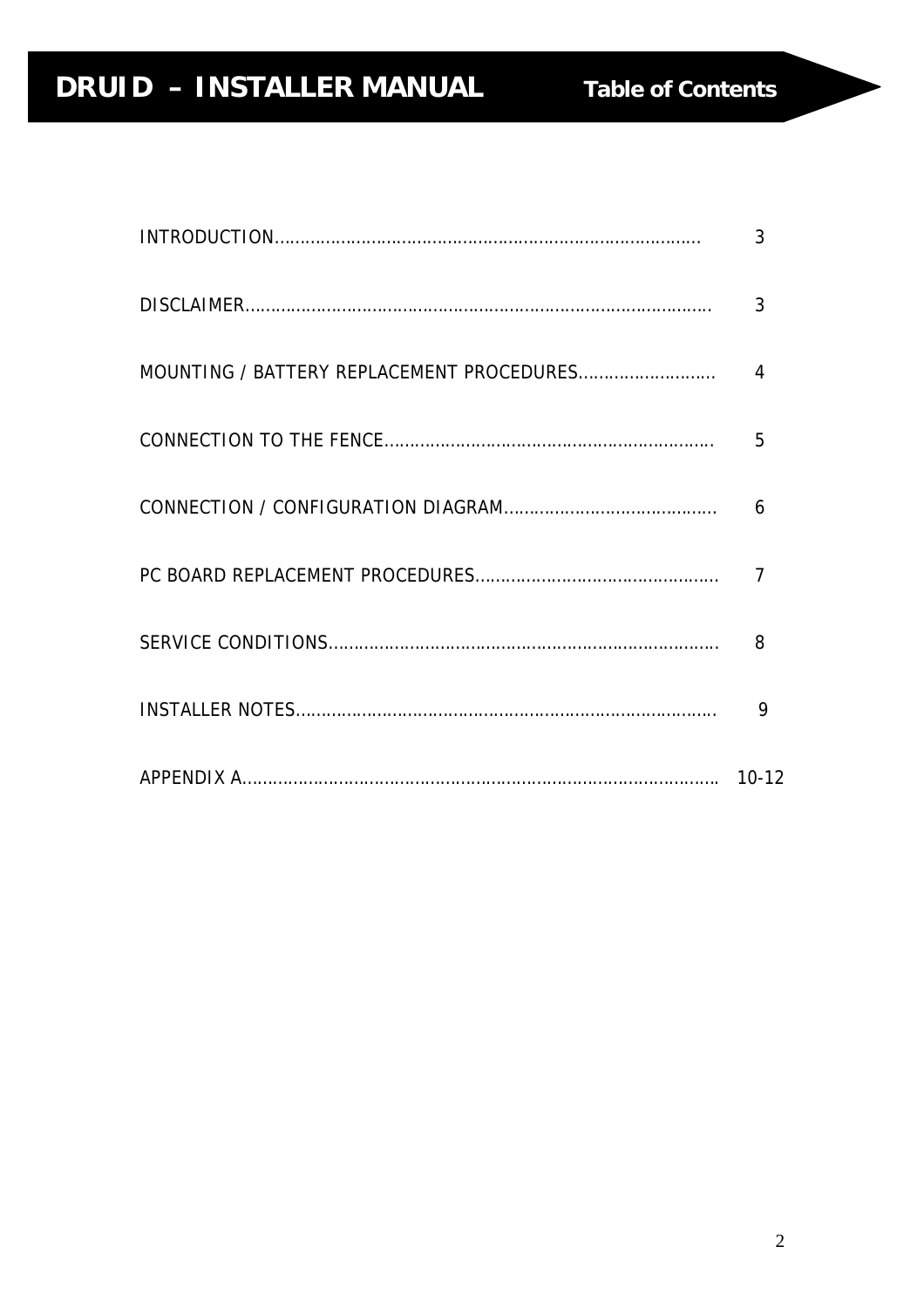# DRUID – INSTALLER MANUAL

## Table of Contents

| | |
|---|---|
| INTRODUCTION | 3 |
| DISCLAIMER | 3 |
| MOUNTING / BATTERY REPLACEMENT PROCEDURES | 4 |
| CONNECTION TO THE FENCE | 5 |
| CONNECTION / CONFIGURATION DIAGRAM | 6 |
| PC BOARD REPLACEMENT PROCEDURES | 7 |
| SERVICE CONDITIONS | 8 |
| INSTALLER NOTES | 9 |
| APPENDIX A | 10-12 |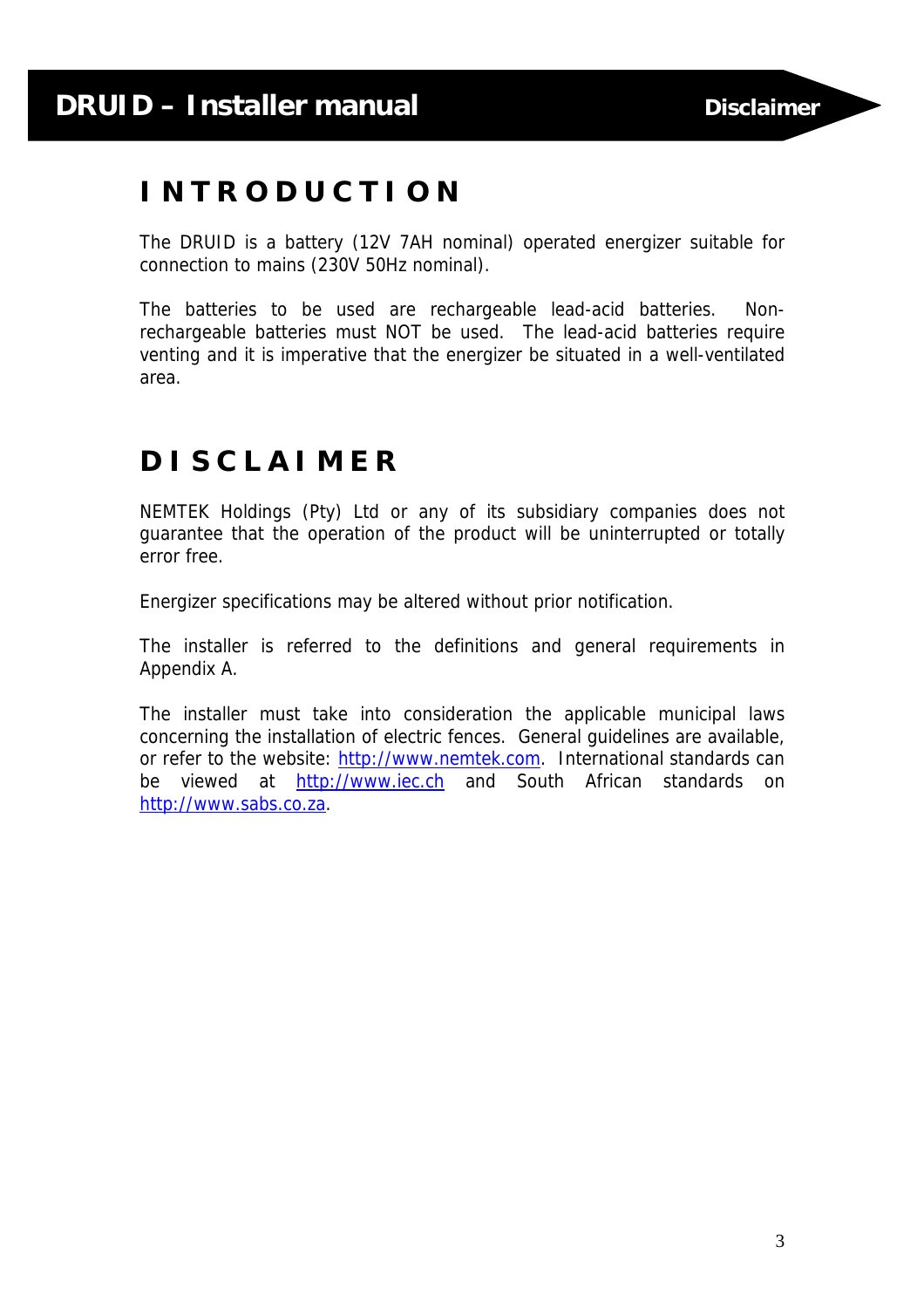# INTRODUCTION

The DRUID is a battery (12V 7AH nominal) operated energizer suitable for connection to mains (230V 50Hz nominal).

The batteries to be used are rechargeable lead-acid batteries. Non-rechargeable batteries must NOT be used. The lead-acid batteries require venting and it is imperative that the energizer be situated in a well-ventilated area.

# DISCLAIMER

NEMTEK Holdings (Pty) Ltd or any of its subsidiary companies does not guarantee that the operation of the product will be uninterrupted or totally error free.

Energizer specifications may be altered without prior notification.

The installer is referred to the definitions and general requirements in Appendix A.

The installer must take into consideration the applicable municipal laws concerning the installation of electric fences. General guidelines are available, or refer to the website: http://www.nemtek.com. International standards can be viewed at http://www.iec.ch and South African standards on http://www.sabs.co.za.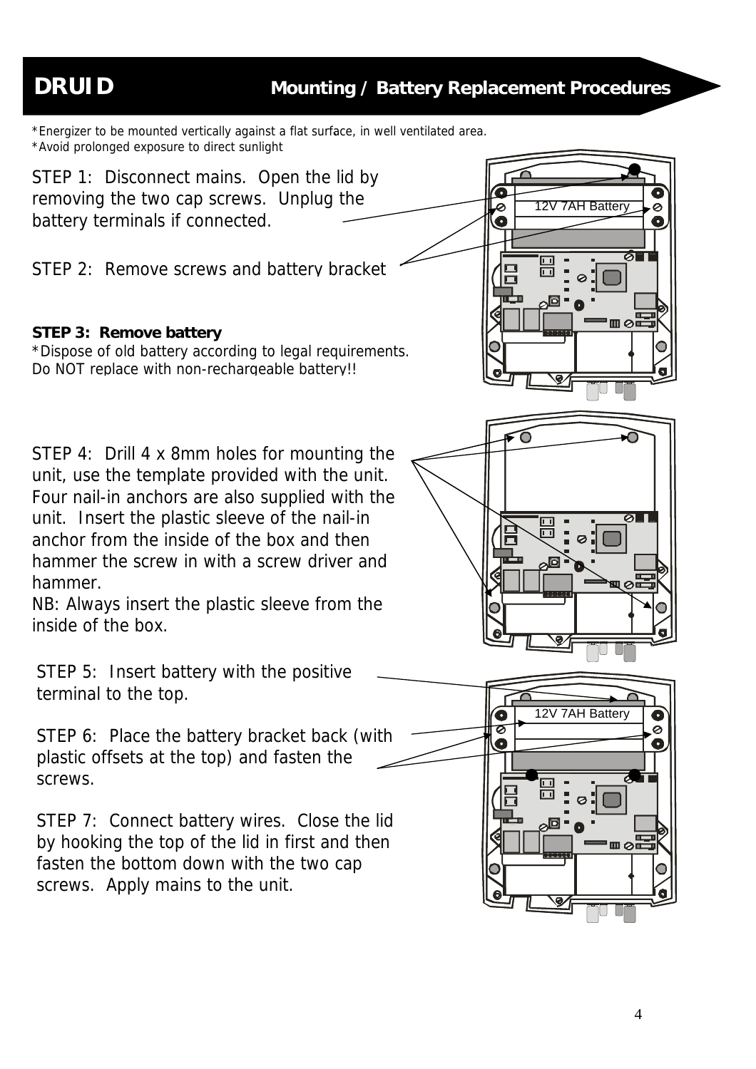# DRUID

## Mounting / Battery Replacement Procedures

*Energizer to be mounted vertically against a flat surface, in well ventilated area.
*Avoid prolonged exposure to direct sunlight

STEP 1: Disconnect mains. Open the lid by removing the two cap screws. Unplug the battery terminals if connected.

STEP 2: Remove screws and battery bracket

**STEP 3: Remove battery**
*Dispose of old battery according to legal requirements. Do NOT replace with non-rechargeable battery!!

STEP 4: Drill 4 x 8mm holes for mounting the unit, use the template provided with the unit. Four nail-in anchors are also supplied with the unit. Insert the plastic sleeve of the nail-in anchor from the inside of the box and then hammer the screw in with a screw driver and hammer.
NB: Always insert the plastic sleeve from the inside of the box.

STEP 5: Insert battery with the positive terminal to the top.

STEP 6: Place the battery bracket back (with plastic offsets at the top) and fasten the screws.

STEP 7: Connect battery wires. Close the lid by hooking the top of the lid in first and then fasten the bottom down with the two cap screws. Apply mains to the unit.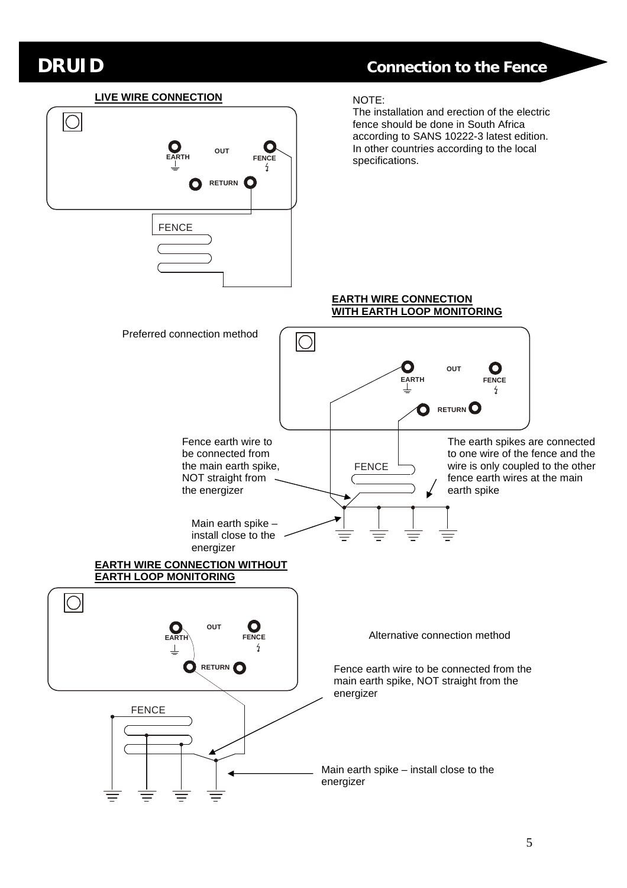# DRUID

## Connection to the Fence

**LIVE WIRE CONNECTION**

EARTH OUT FENCE

RETURN

FENCE

NOTE:
The installation and erection of the electric fence should be done in South Africa according to SANS 10222-3 latest edition. In other countries according to the local specifications.

**EARTH WIRE CONNECTION WITH EARTH LOOP MONITORING**

Preferred connection method

EARTH OUT FENCE

RETURN

FENCE

Fence earth wire to be connected from the main earth spike, NOT straight from the energizer

The earth spikes are connected to one wire of the fence and the wire is only coupled to the other fence earth wires at the main earth spike

Main earth spike – install close to the energizer

**EARTH WIRE CONNECTION WITHOUT EARTH LOOP MONITORING**

EARTH OUT FENCE

RETURN

FENCE

Alternative connection method

Fence earth wire to be connected from the main earth spike, NOT straight from the energizer

Main earth spike – install close to the energizer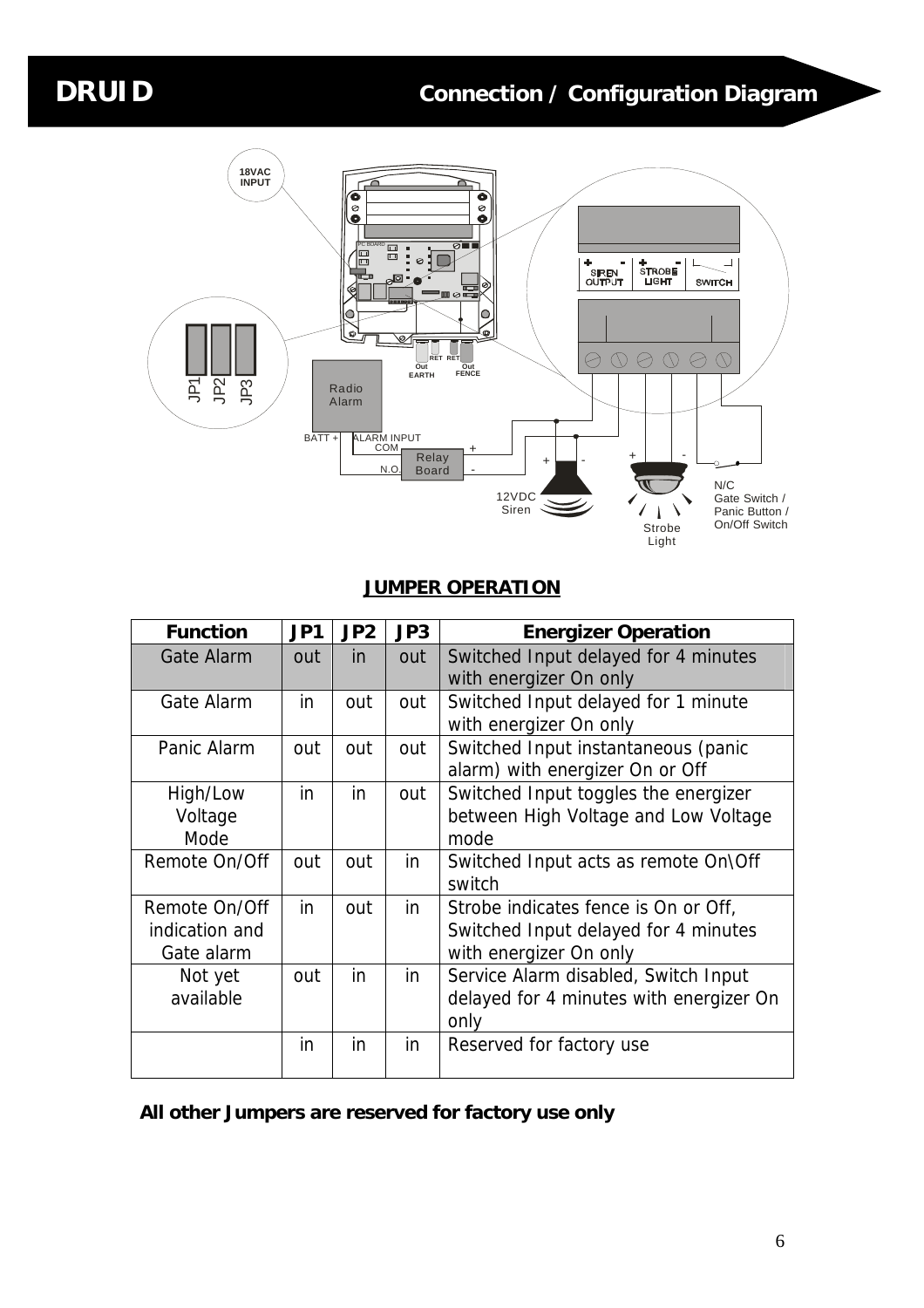# DRUID

## Connection / Configuration Diagram

### JUMPER OPERATION

| Function | JP1 | JP2 | JP3 | Energizer Operation |
|---|---|---|---|---|
| Gate Alarm | out | in | out | Switched Input delayed for 4 minutes with energizer On only |
| Gate Alarm | in | out | out | Switched Input delayed for 1 minute with energizer On only |
| Panic Alarm | out | out | out | Switched Input instantaneous (panic alarm) with energizer On or Off |
| High/Low Voltage Mode | in | in | out | Switched Input toggles the energizer between High Voltage and Low Voltage mode |
| Remote On/Off | out | out | in | Switched Input acts as remote On\Off switch |
| Remote On/Off indication and Gate alarm | in | out | in | Strobe indicates fence is On or Off, Switched Input delayed for 4 minutes with energizer On only |
| Not yet available | out | in | in | Service Alarm disabled, Switch Input delayed for 4 minutes with energizer On only |
| | in | in | in | Reserved for factory use |

**All other Jumpers are reserved for factory use only**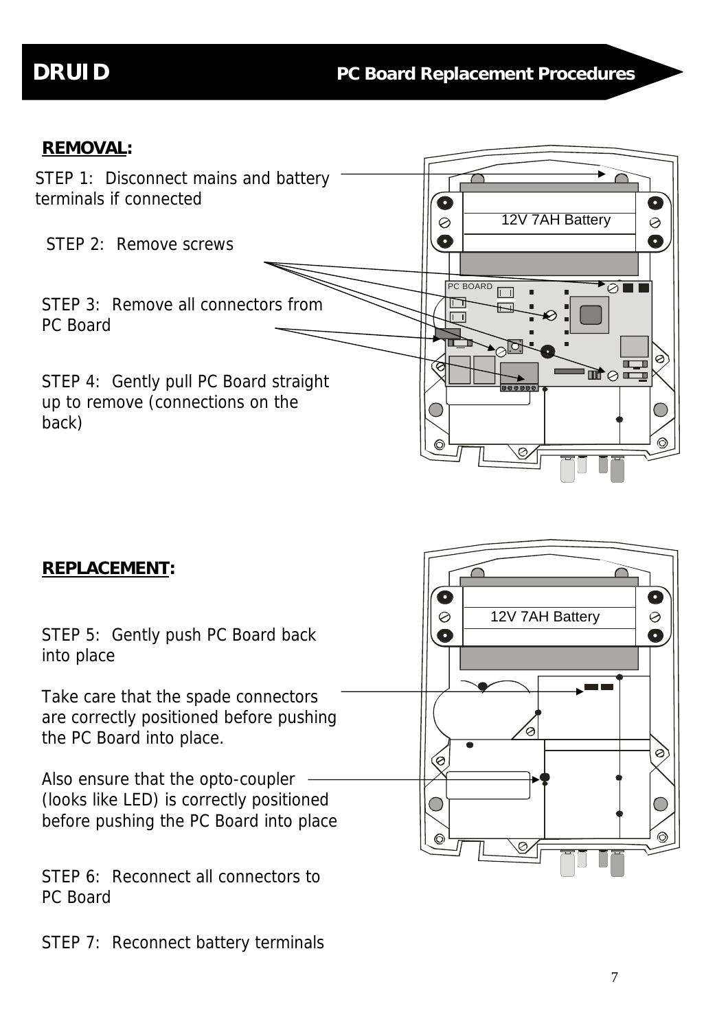# DRUID PC Board Replacement Procedures

**REMOVAL:**

STEP 1: Disconnect mains and battery terminals if connected

STEP 2: Remove screws

STEP 3: Remove all connectors from PC Board

STEP 4: Gently pull PC Board straight up to remove (connections on the back)

**REPLACEMENT:**

STEP 5: Gently push PC Board back into place

Take care that the spade connectors are correctly positioned before pushing the PC Board into place.

Also ensure that the opto-coupler (looks like LED) is correctly positioned before pushing the PC Board into place

STEP 6: Reconnect all connectors to PC Board

STEP 7: Reconnect battery terminals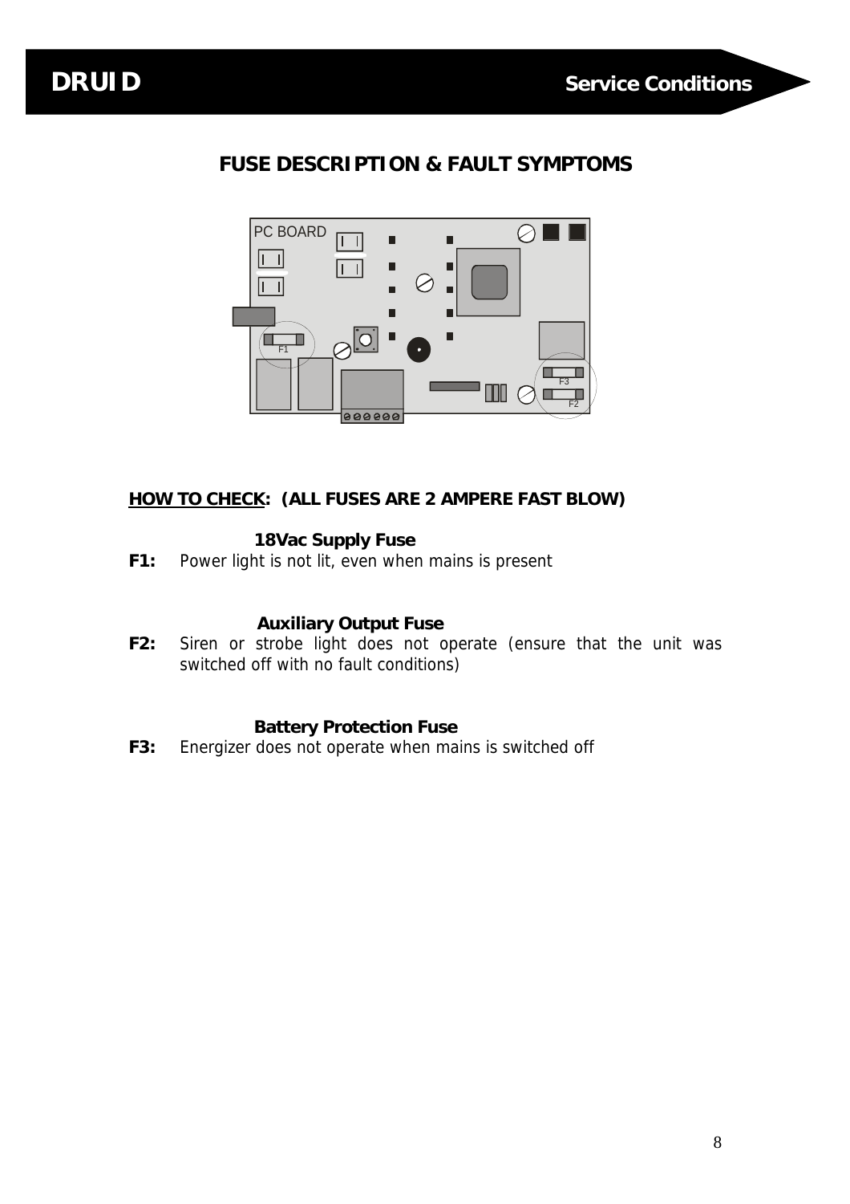## FUSE DESCRIPTION & FAULT SYMPTOMS

**HOW TO CHECK: (ALL FUSES ARE 2 AMPERE FAST BLOW)**

**18Vac Supply Fuse**

**F1:** Power light is not lit, even when mains is present

**Auxiliary Output Fuse**

**F2:** Siren or strobe light does not operate (ensure that the unit was switched off with no fault conditions)

**Battery Protection Fuse**

**F3:** Energizer does not operate when mains is switched off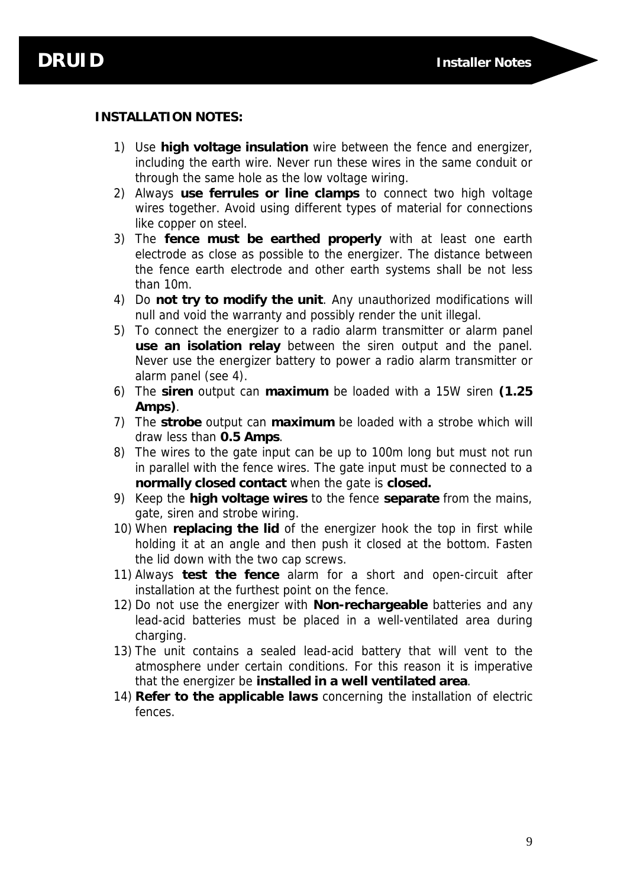**INSTALLATION NOTES:**

1) Use **high voltage insulation** wire between the fence and energizer, including the earth wire. Never run these wires in the same conduit or through the same hole as the low voltage wiring.
2) Always **use ferrules or line clamps** to connect two high voltage wires together. Avoid using different types of material for connections like copper on steel.
3) The **fence must be earthed properly** with at least one earth electrode as close as possible to the energizer. The distance between the fence earth electrode and other earth systems shall be not less than 10m.
4) Do **not try to modify the unit**. Any unauthorized modifications will null and void the warranty and possibly render the unit illegal.
5) To connect the energizer to a radio alarm transmitter or alarm panel **use an isolation relay** between the siren output and the panel. Never use the energizer battery to power a radio alarm transmitter or alarm panel (see 4).
6) The **siren** output can **maximum** be loaded with a 15W siren **(1.25 Amps)**.
7) The **strobe** output can **maximum** be loaded with a strobe which will draw less than **0.5 Amps**.
8) The wires to the gate input can be up to 100m long but must not run in parallel with the fence wires. The gate input must be connected to a **normally closed contact** when the gate is **closed.**
9) Keep the **high voltage wires** to the fence **separate** from the mains, gate, siren and strobe wiring.
10) When **replacing the lid** of the energizer hook the top in first while holding it at an angle and then push it closed at the bottom. Fasten the lid down with the two cap screws.
11) Always **test the fence** alarm for a short and open-circuit after installation at the furthest point on the fence.
12) Do not use the energizer with **Non-rechargeable** batteries and any lead-acid batteries must be placed in a well-ventilated area during charging.
13) The unit contains a sealed lead-acid battery that will vent to the atmosphere under certain conditions. For this reason it is imperative that the energizer be **installed in a well ventilated area**.
14) **Refer to the applicable laws** concerning the installation of electric fences.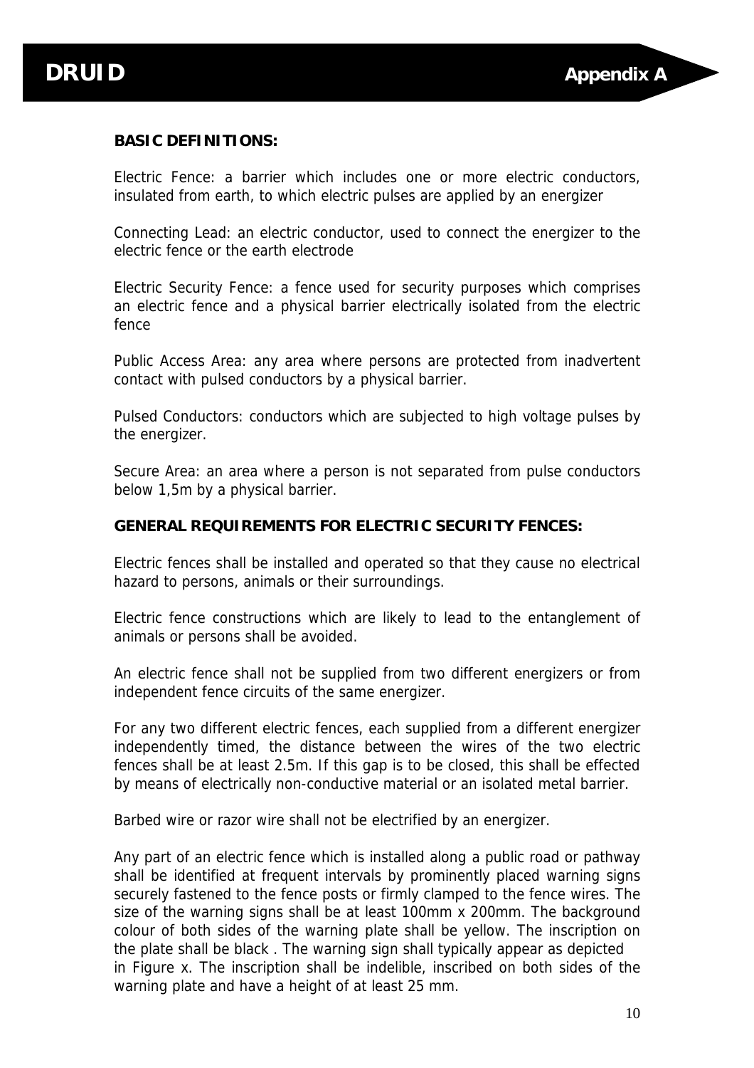**BASIC DEFINITIONS:**

Electric Fence: a barrier which includes one or more electric conductors, insulated from earth, to which electric pulses are applied by an energizer

Connecting Lead: an electric conductor, used to connect the energizer to the electric fence or the earth electrode

Electric Security Fence: a fence used for security purposes which comprises an electric fence and a physical barrier electrically isolated from the electric fence

Public Access Area: any area where persons are protected from inadvertent contact with pulsed conductors by a physical barrier.

Pulsed Conductors: conductors which are subjected to high voltage pulses by the energizer.

Secure Area: an area where a person is not separated from pulse conductors below 1,5m by a physical barrier.

**GENERAL REQUIREMENTS FOR ELECTRIC SECURITY FENCES:**

Electric fences shall be installed and operated so that they cause no electrical hazard to persons, animals or their surroundings.

Electric fence constructions which are likely to lead to the entanglement of animals or persons shall be avoided.

An electric fence shall not be supplied from two different energizers or from independent fence circuits of the same energizer.

For any two different electric fences, each supplied from a different energizer independently timed, the distance between the wires of the two electric fences shall be at least 2.5m. If this gap is to be closed, this shall be effected by means of electrically non-conductive material or an isolated metal barrier.

Barbed wire or razor wire shall not be electrified by an energizer.

Any part of an electric fence which is installed along a public road or pathway shall be identified at frequent intervals by prominently placed warning signs securely fastened to the fence posts or firmly clamped to the fence wires. The size of the warning signs shall be at least 100mm x 200mm. The background colour of both sides of the warning plate shall be yellow. The inscription on the plate shall be black . The warning sign shall typically appear as depicted in Figure x. The inscription shall be indelible, inscribed on both sides of the warning plate and have a height of at least 25 mm.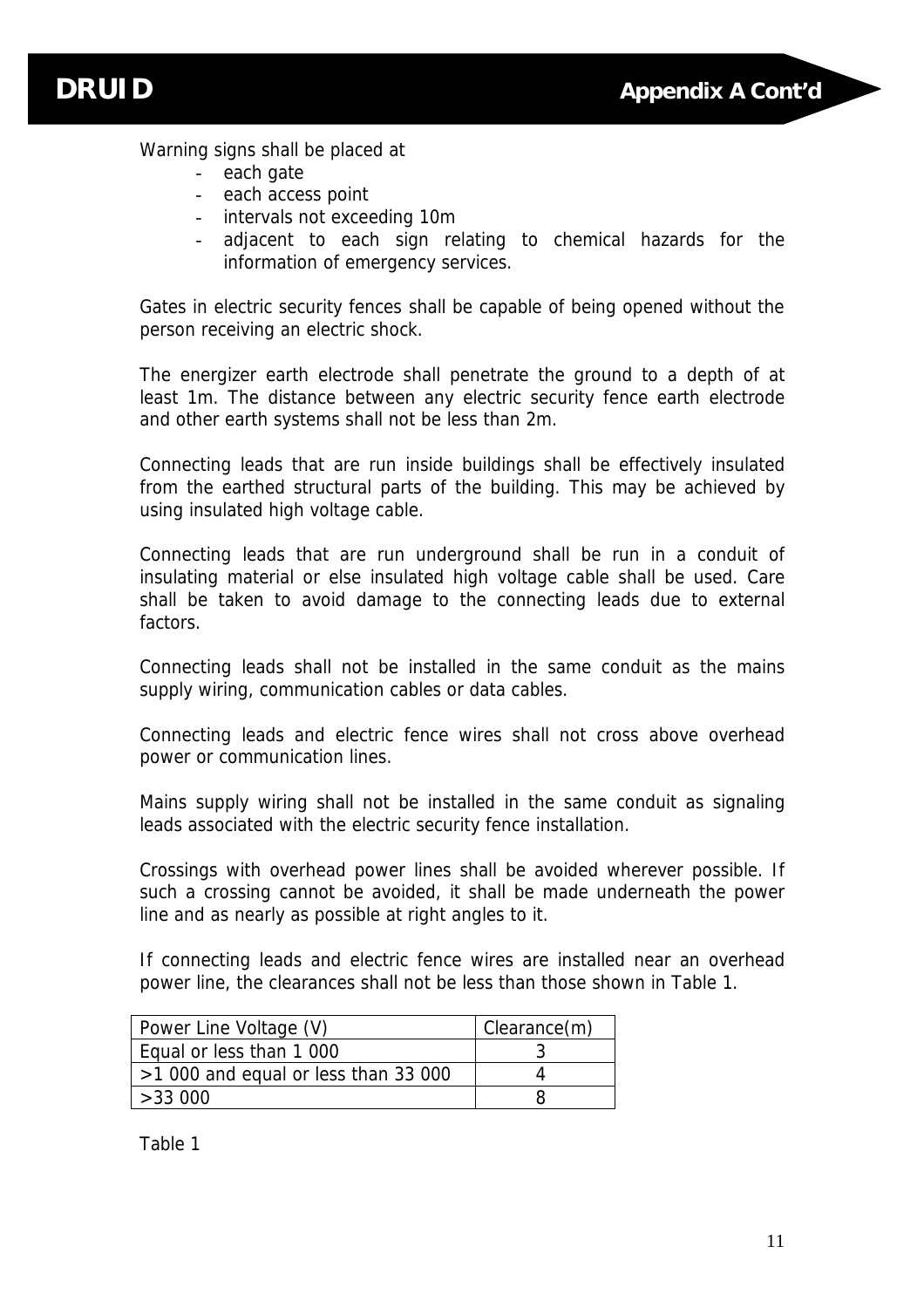Warning signs shall be placed at

- each gate
- each access point
- intervals not exceeding 10m
- adjacent to each sign relating to chemical hazards for the information of emergency services.

Gates in electric security fences shall be capable of being opened without the person receiving an electric shock.

The energizer earth electrode shall penetrate the ground to a depth of at least 1m. The distance between any electric security fence earth electrode and other earth systems shall not be less than 2m.

Connecting leads that are run inside buildings shall be effectively insulated from the earthed structural parts of the building. This may be achieved by using insulated high voltage cable.

Connecting leads that are run underground shall be run in a conduit of insulating material or else insulated high voltage cable shall be used. Care shall be taken to avoid damage to the connecting leads due to external factors.

Connecting leads shall not be installed in the same conduit as the mains supply wiring, communication cables or data cables.

Connecting leads and electric fence wires shall not cross above overhead power or communication lines.

Mains supply wiring shall not be installed in the same conduit as signaling leads associated with the electric security fence installation.

Crossings with overhead power lines shall be avoided wherever possible. If such a crossing cannot be avoided, it shall be made underneath the power line and as nearly as possible at right angles to it.

If connecting leads and electric fence wires are installed near an overhead power line, the clearances shall not be less than those shown in Table 1.

| Power Line Voltage (V) | Clearance(m) |
|---|---|
| Equal or less than 1 000 | 3 |
| >1 000 and equal or less than 33 000 | 4 |
| >33 000 | 8 |

Table 1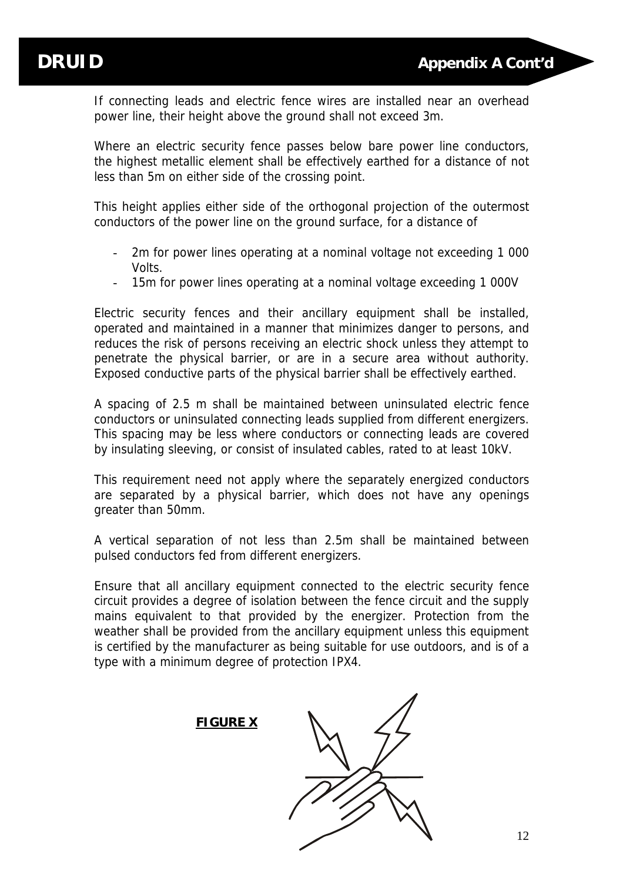If connecting leads and electric fence wires are installed near an overhead power line, their height above the ground shall not exceed 3m.

Where an electric security fence passes below bare power line conductors, the highest metallic element shall be effectively earthed for a distance of not less than 5m on either side of the crossing point.

This height applies either side of the orthogonal projection of the outermost conductors of the power line on the ground surface, for a distance of

- 2m for power lines operating at a nominal voltage not exceeding 1 000 Volts.
- 15m for power lines operating at a nominal voltage exceeding 1 000V

Electric security fences and their ancillary equipment shall be installed, operated and maintained in a manner that minimizes danger to persons, and reduces the risk of persons receiving an electric shock unless they attempt to penetrate the physical barrier, or are in a secure area without authority. Exposed conductive parts of the physical barrier shall be effectively earthed.

A spacing of 2.5 m shall be maintained between uninsulated electric fence conductors or uninsulated connecting leads supplied from different energizers. This spacing may be less where conductors or connecting leads are covered by insulating sleeving, or consist of insulated cables, rated to at least 10kV.

This requirement need not apply where the separately energized conductors are separated by a physical barrier, which does not have any openings greater than 50mm.

A vertical separation of not less than 2.5m shall be maintained between pulsed conductors fed from different energizers.

Ensure that all ancillary equipment connected to the electric security fence circuit provides a degree of isolation between the fence circuit and the supply mains equivalent to that provided by the energizer. Protection from the weather shall be provided from the ancillary equipment unless this equipment is certified by the manufacturer as being suitable for use outdoors, and is of a type with a minimum degree of protection IPX4.

**FIGURE X**